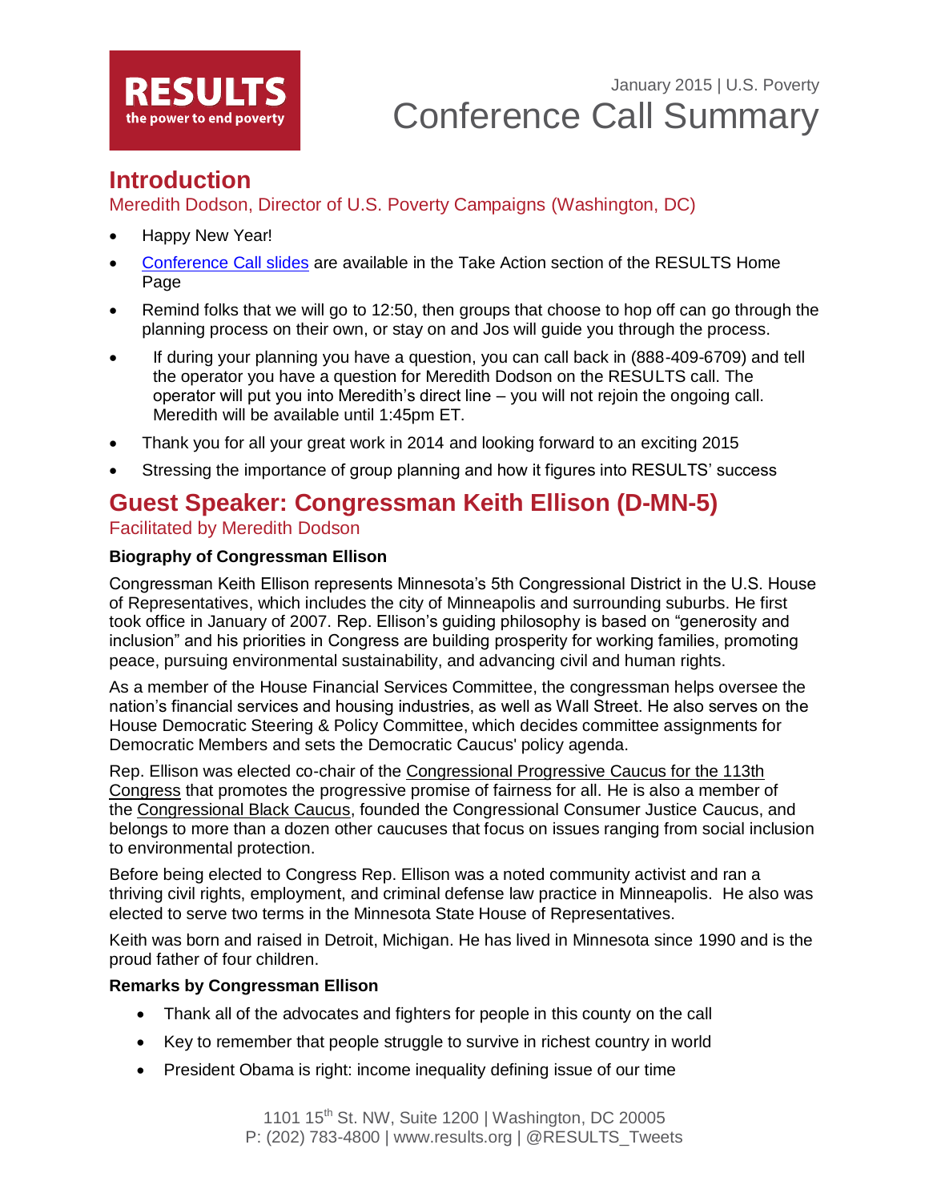RESULTS
the power to end poverty

January 2015 | U.S. Poverty

# Conference Call Summary

## Introduction

Meredith Dodson, Director of U.S. Poverty Campaigns (Washington, DC)

- Happy New Year!
- Conference Call slides are available in the Take Action section of the RESULTS Home Page
- Remind folks that we will go to 12:50, then groups that choose to hop off can go through the planning process on their own, or stay on and Jos will guide you through the process.
- If during your planning you have a question, you can call back in (888-409-6709) and tell the operator you have a question for Meredith Dodson on the RESULTS call. The operator will put you into Meredith's direct line – you will not rejoin the ongoing call. Meredith will be available until 1:45pm ET.
- Thank you for all your great work in 2014 and looking forward to an exciting 2015
- Stressing the importance of group planning and how it figures into RESULTS' success

## Guest Speaker: Congressman Keith Ellison (D-MN-5)

Facilitated by Meredith Dodson

**Biography of Congressman Ellison**

Congressman Keith Ellison represents Minnesota's 5th Congressional District in the U.S. House of Representatives, which includes the city of Minneapolis and surrounding suburbs. He first took office in January of 2007. Rep. Ellison's guiding philosophy is based on "generosity and inclusion" and his priorities in Congress are building prosperity for working families, promoting peace, pursuing environmental sustainability, and advancing civil and human rights.

As a member of the House Financial Services Committee, the congressman helps oversee the nation's financial services and housing industries, as well as Wall Street. He also serves on the House Democratic Steering & Policy Committee, which decides committee assignments for Democratic Members and sets the Democratic Caucus' policy agenda.

Rep. Ellison was elected co-chair of the Congressional Progressive Caucus for the 113th Congress that promotes the progressive promise of fairness for all. He is also a member of the Congressional Black Caucus, founded the Congressional Consumer Justice Caucus, and belongs to more than a dozen other caucuses that focus on issues ranging from social inclusion to environmental protection.

Before being elected to Congress Rep. Ellison was a noted community activist and ran a thriving civil rights, employment, and criminal defense law practice in Minneapolis. He also was elected to serve two terms in the Minnesota State House of Representatives.

Keith was born and raised in Detroit, Michigan. He has lived in Minnesota since 1990 and is the proud father of four children.

**Remarks by Congressman Ellison**

- Thank all of the advocates and fighters for people in this county on the call
- Key to remember that people struggle to survive in richest country in world
- President Obama is right: income inequality defining issue of our time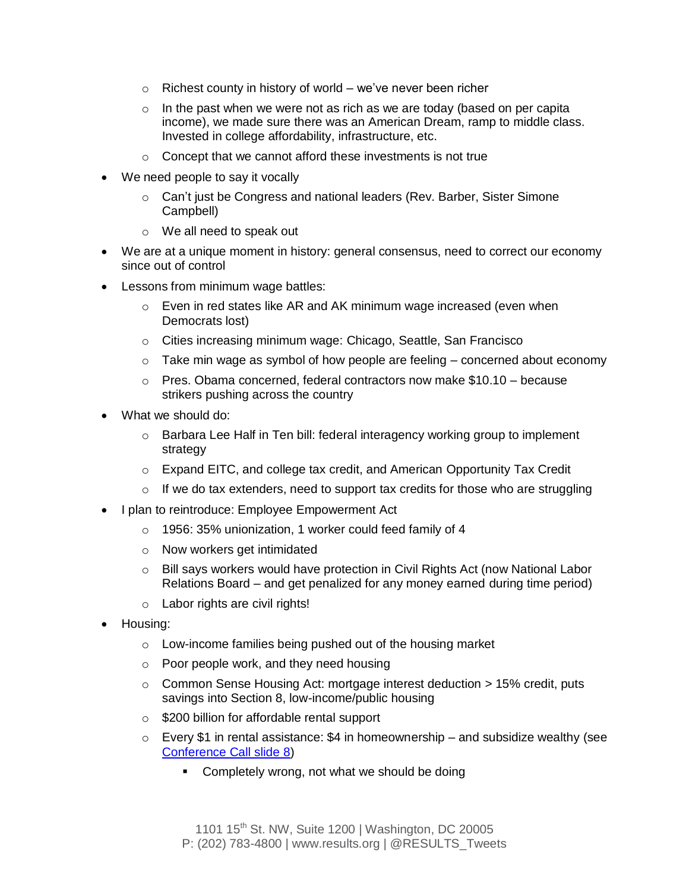- Richest county in history of world – we've never been richer
  - In the past when we were not as rich as we are today (based on per capita income), we made sure there was an American Dream, ramp to middle class. Invested in college affordability, infrastructure, etc.
  - Concept that we cannot afford these investments is not true
- We need people to say it vocally
  - Can't just be Congress and national leaders (Rev. Barber, Sister Simone Campbell)
  - We all need to speak out
- We are at a unique moment in history: general consensus, need to correct our economy since out of control
- Lessons from minimum wage battles:
  - Even in red states like AR and AK minimum wage increased (even when Democrats lost)
  - Cities increasing minimum wage: Chicago, Seattle, San Francisco
  - Take min wage as symbol of how people are feeling – concerned about economy
  - Pres. Obama concerned, federal contractors now make $10.10 – because strikers pushing across the country
- What we should do:
  - Barbara Lee Half in Ten bill: federal interagency working group to implement strategy
  - Expand EITC, and college tax credit, and American Opportunity Tax Credit
  - If we do tax extenders, need to support tax credits for those who are struggling
- I plan to reintroduce: Employee Empowerment Act
  - 1956: 35% unionization, 1 worker could feed family of 4
  - Now workers get intimidated
  - Bill says workers would have protection in Civil Rights Act (now National Labor Relations Board – and get penalized for any money earned during time period)
  - Labor rights are civil rights!
- Housing:
  - Low-income families being pushed out of the housing market
  - Poor people work, and they need housing
  - Common Sense Housing Act: mortgage interest deduction > 15% credit, puts savings into Section 8, low-income/public housing
  - $200 billion for affordable rental support
  - Every $1 in rental assistance: $4 in homeownership – and subsidize wealthy (see Conference Call slide 8)
    - Completely wrong, not what we should be doing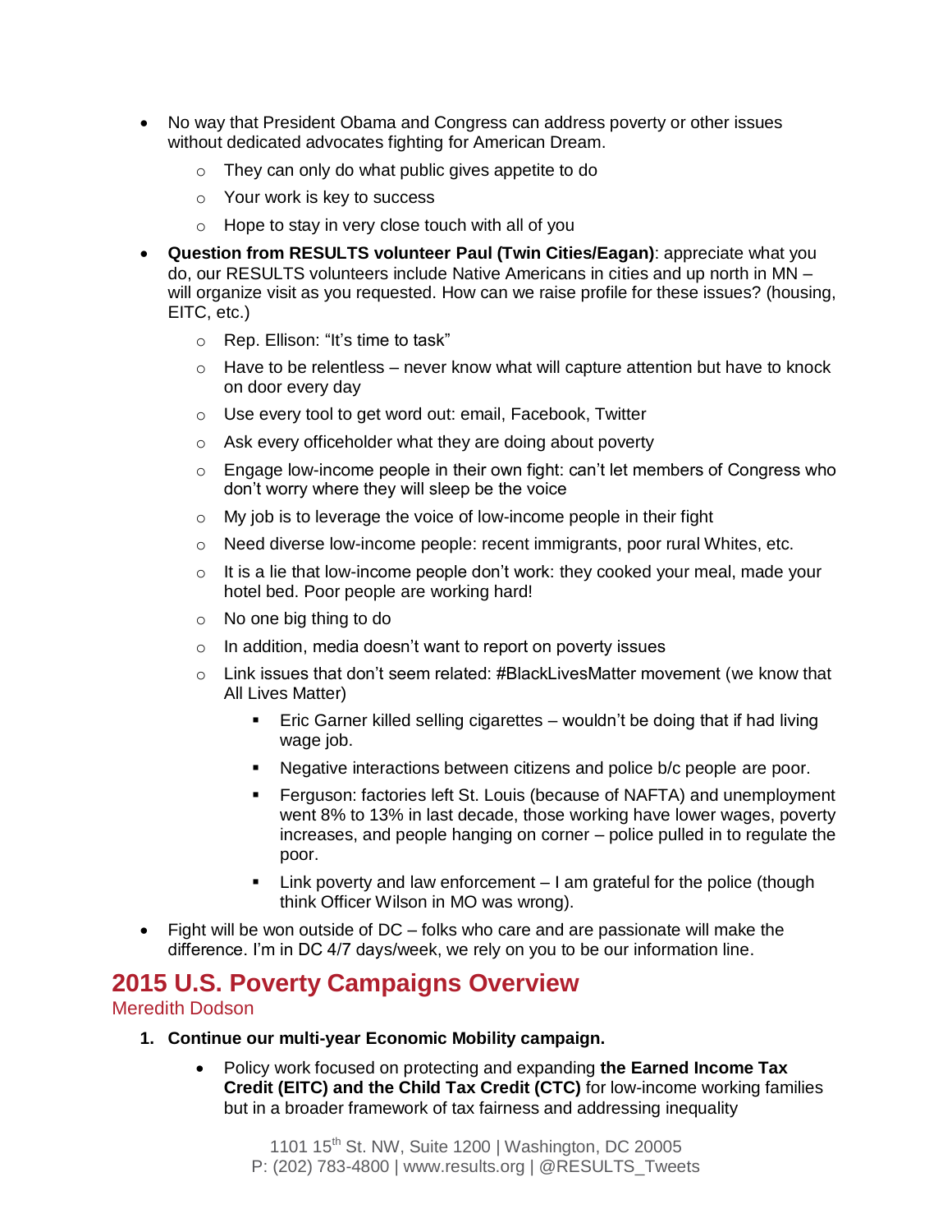- No way that President Obama and Congress can address poverty or other issues without dedicated advocates fighting for American Dream.
    - They can only do what public gives appetite to do
    - Your work is key to success
    - Hope to stay in very close touch with all of you
- **Question from RESULTS volunteer Paul (Twin Cities/Eagan)**: appreciate what you do, our RESULTS volunteers include Native Americans in cities and up north in MN – will organize visit as you requested. How can we raise profile for these issues? (housing, EITC, etc.)
    - Rep. Ellison: "It's time to task"
    - Have to be relentless – never know what will capture attention but have to knock on door every day
    - Use every tool to get word out: email, Facebook, Twitter
    - Ask every officeholder what they are doing about poverty
    - Engage low-income people in their own fight: can't let members of Congress who don't worry where they will sleep be the voice
    - My job is to leverage the voice of low-income people in their fight
    - Need diverse low-income people: recent immigrants, poor rural Whites, etc.
    - It is a lie that low-income people don't work: they cooked your meal, made your hotel bed. Poor people are working hard!
    - No one big thing to do
    - In addition, media doesn't want to report on poverty issues
    - Link issues that don't seem related: #BlackLivesMatter movement (we know that All Lives Matter)
        - Eric Garner killed selling cigarettes – wouldn't be doing that if had living wage job.
        - Negative interactions between citizens and police b/c people are poor.
        - Ferguson: factories left St. Louis (because of NAFTA) and unemployment went 8% to 13% in last decade, those working have lower wages, poverty increases, and people hanging on corner – police pulled in to regulate the poor.
        - Link poverty and law enforcement – I am grateful for the police (though think Officer Wilson in MO was wrong).
- Fight will be won outside of DC – folks who care and are passionate will make the difference. I'm in DC 4/7 days/week, we rely on you to be our information line.

## 2015 U.S. Poverty Campaigns Overview

Meredith Dodson

1. **Continue our multi-year Economic Mobility campaign.**
    - Policy work focused on protecting and expanding **the Earned Income Tax Credit (EITC) and the Child Tax Credit (CTC)** for low-income working families but in a broader framework of tax fairness and addressing inequality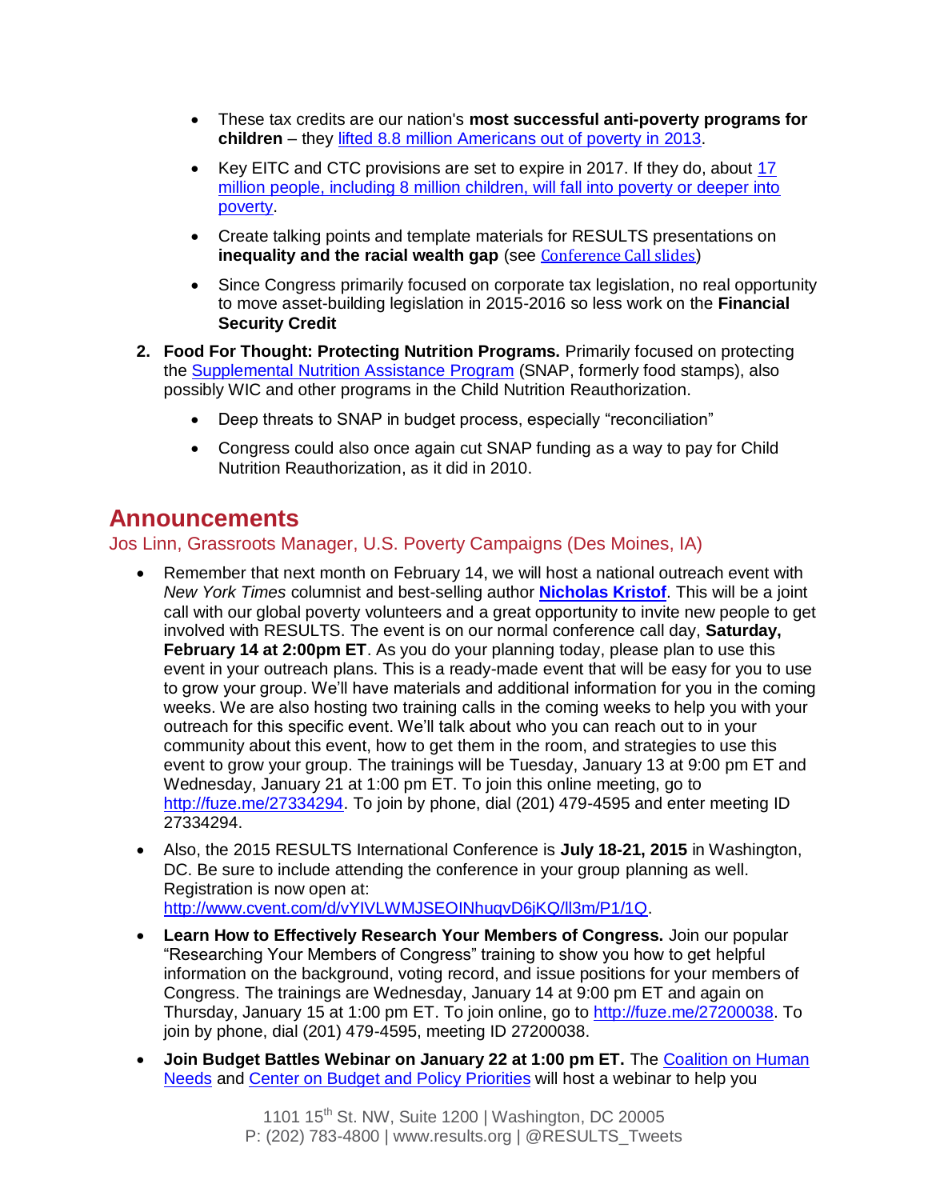- These tax credits are our nation's **most successful anti-poverty programs for children** – they lifted 8.8 million Americans out of poverty in 2013.
- Key EITC and CTC provisions are set to expire in 2017. If they do, about 17 million people, including 8 million children, will fall into poverty or deeper into poverty.
- Create talking points and template materials for RESULTS presentations on **inequality and the racial wealth gap** (see Conference Call slides)
- Since Congress primarily focused on corporate tax legislation, no real opportunity to move asset-building legislation in 2015-2016 so less work on the **Financial Security Credit**

2. **Food For Thought: Protecting Nutrition Programs.** Primarily focused on protecting the Supplemental Nutrition Assistance Program (SNAP, formerly food stamps), also possibly WIC and other programs in the Child Nutrition Reauthorization.
   - Deep threats to SNAP in budget process, especially "reconciliation"
   - Congress could also once again cut SNAP funding as a way to pay for Child Nutrition Reauthorization, as it did in 2010.

## Announcements

Jos Linn, Grassroots Manager, U.S. Poverty Campaigns (Des Moines, IA)

- Remember that next month on February 14, we will host a national outreach event with *New York Times* columnist and best-selling author **Nicholas Kristof**. This will be a joint call with our global poverty volunteers and a great opportunity to invite new people to get involved with RESULTS. The event is on our normal conference call day, **Saturday, February 14 at 2:00pm ET**. As you do your planning today, please plan to use this event in your outreach plans. This is a ready-made event that will be easy for you to use to grow your group. We'll have materials and additional information for you in the coming weeks. We are also hosting two training calls in the coming weeks to help you with your outreach for this specific event. We'll talk about who you can reach out to in your community about this event, how to get them in the room, and strategies to use this event to grow your group. The trainings will be Tuesday, January 13 at 9:00 pm ET and Wednesday, January 21 at 1:00 pm ET. To join this online meeting, go to http://fuze.me/27334294. To join by phone, dial (201) 479-4595 and enter meeting ID 27334294.
- Also, the 2015 RESULTS International Conference is **July 18-21, 2015** in Washington, DC. Be sure to include attending the conference in your group planning as well. Registration is now open at: http://www.cvent.com/d/vYIVLWMJSEOINhuqvD6jKQ/ll3m/P1/1Q.
- **Learn How to Effectively Research Your Members of Congress.** Join our popular "Researching Your Members of Congress" training to show you how to get helpful information on the background, voting record, and issue positions for your members of Congress. The trainings are Wednesday, January 14 at 9:00 pm ET and again on Thursday, January 15 at 1:00 pm ET. To join online, go to http://fuze.me/27200038. To join by phone, dial (201) 479-4595, meeting ID 27200038.
- **Join Budget Battles Webinar on January 22 at 1:00 pm ET.** The Coalition on Human Needs and Center on Budget and Policy Priorities will host a webinar to help you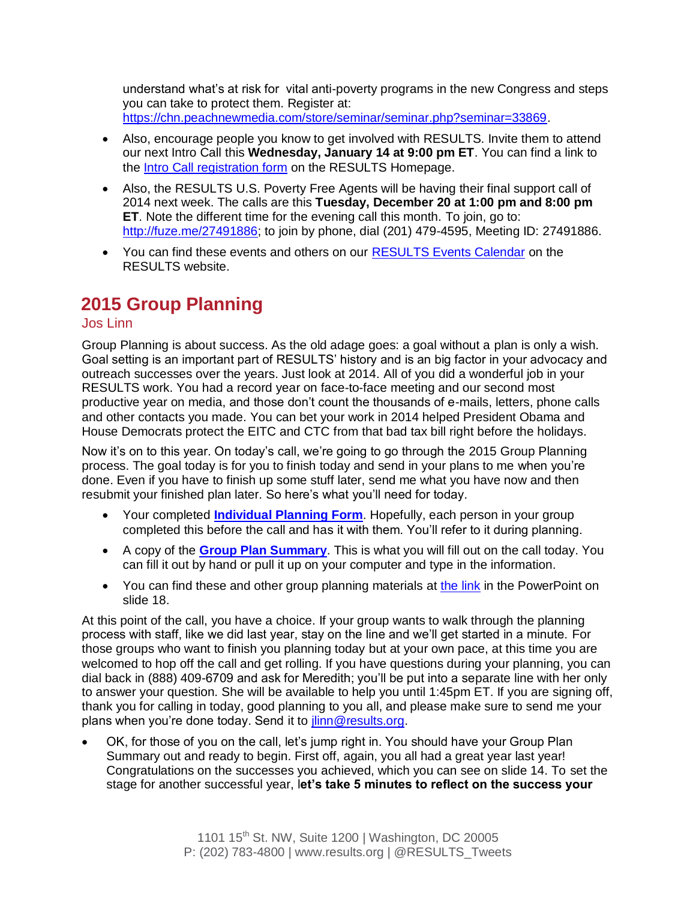understand what's at risk for vital anti-poverty programs in the new Congress and steps you can take to protect them. Register at: https://chn.peachnewmedia.com/store/seminar/seminar.php?seminar=33869.

- Also, encourage people you know to get involved with RESULTS. Invite them to attend our next Intro Call this **Wednesday, January 14 at 9:00 pm ET**. You can find a link to the Intro Call registration form on the RESULTS Homepage.
- Also, the RESULTS U.S. Poverty Free Agents will be having their final support call of 2014 next week. The calls are this **Tuesday, December 20 at 1:00 pm and 8:00 pm ET**. Note the different time for the evening call this month. To join, go to: http://fuze.me/27491886; to join by phone, dial (201) 479-4595, Meeting ID: 27491886.
- You can find these events and others on our RESULTS Events Calendar on the RESULTS website.

## 2015 Group Planning

Jos Linn

Group Planning is about success. As the old adage goes: a goal without a plan is only a wish. Goal setting is an important part of RESULTS' history and is an big factor in your advocacy and outreach successes over the years. Just look at 2014. All of you did a wonderful job in your RESULTS work. You had a record year on face-to-face meeting and our second most productive year on media, and those don't count the thousands of e-mails, letters, phone calls and other contacts you made. You can bet your work in 2014 helped President Obama and House Democrats protect the EITC and CTC from that bad tax bill right before the holidays.

Now it's on to this year. On today's call, we're going to go through the 2015 Group Planning process. The goal today is for you to finish today and send in your plans to me when you're done. Even if you have to finish up some stuff later, send me what you have now and then resubmit your finished plan later. So here's what you'll need for today.

- Your completed **Individual Planning Form**. Hopefully, each person in your group completed this before the call and has it with them. You'll refer to it during planning.
- A copy of the **Group Plan Summary**. This is what you will fill out on the call today. You can fill it out by hand or pull it up on your computer and type in the information.
- You can find these and other group planning materials at the link in the PowerPoint on slide 18.

At this point of the call, you have a choice. If your group wants to walk through the planning process with staff, like we did last year, stay on the line and we'll get started in a minute. For those groups who want to finish you planning today but at your own pace, at this time you are welcomed to hop off the call and get rolling. If you have questions during your planning, you can dial back in (888) 409-6709 and ask for Meredith; you'll be put into a separate line with her only to answer your question. She will be available to help you until 1:45pm ET. If you are signing off, thank you for calling in today, good planning to you all, and please make sure to send me your plans when you're done today. Send it to jlinn@results.org.

- OK, for those of you on the call, let's jump right in. You should have your Group Plan Summary out and ready to begin. First off, again, you all had a great year last year! Congratulations on the successes you achieved, which you can see on slide 14. To set the stage for another successful year, l**et's take 5 minutes to reflect on the success your**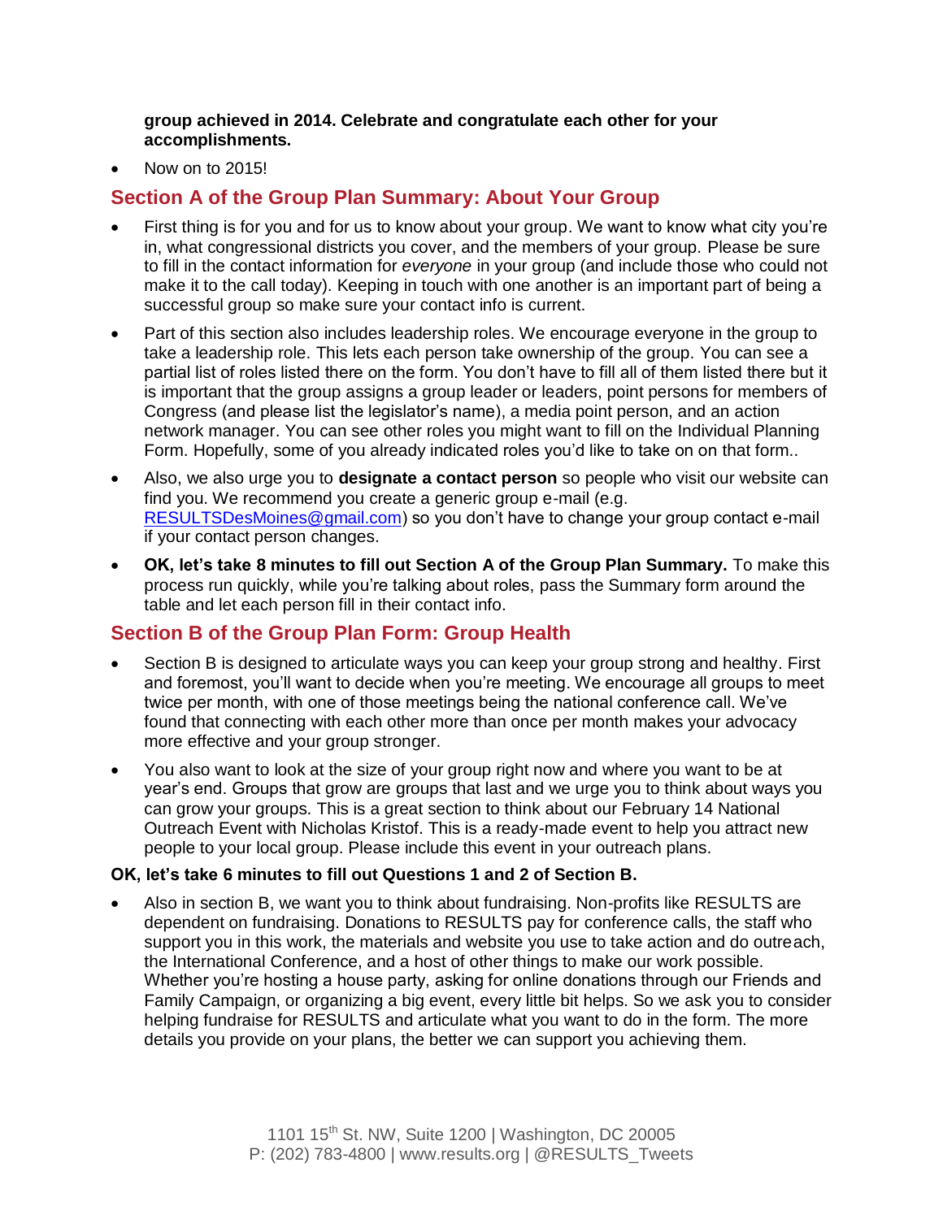**group achieved in 2014. Celebrate and congratulate each other for your accomplishments.**

- Now on to 2015!

## Section A of the Group Plan Summary: About Your Group

- First thing is for you and for us to know about your group. We want to know what city you're in, what congressional districts you cover, and the members of your group. Please be sure to fill in the contact information for *everyone* in your group (and include those who could not make it to the call today). Keeping in touch with one another is an important part of being a successful group so make sure your contact info is current.
- Part of this section also includes leadership roles. We encourage everyone in the group to take a leadership role. This lets each person take ownership of the group. You can see a partial list of roles listed there on the form. You don't have to fill all of them listed there but it is important that the group assigns a group leader or leaders, point persons for members of Congress (and please list the legislator's name), a media point person, and an action network manager. You can see other roles you might want to fill on the Individual Planning Form. Hopefully, some of you already indicated roles you'd like to take on on that form..
- Also, we also urge you to **designate a contact person** so people who visit our website can find you. We recommend you create a generic group e-mail (e.g. RESULTSDesMoines@gmail.com) so you don't have to change your group contact e-mail if your contact person changes.
- **OK, let's take 8 minutes to fill out Section A of the Group Plan Summary.** To make this process run quickly, while you're talking about roles, pass the Summary form around the table and let each person fill in their contact info.

## Section B of the Group Plan Form: Group Health

- Section B is designed to articulate ways you can keep your group strong and healthy. First and foremost, you'll want to decide when you're meeting. We encourage all groups to meet twice per month, with one of those meetings being the national conference call. We've found that connecting with each other more than once per month makes your advocacy more effective and your group stronger.
- You also want to look at the size of your group right now and where you want to be at year's end. Groups that grow are groups that last and we urge you to think about ways you can grow your groups. This is a great section to think about our February 14 National Outreach Event with Nicholas Kristof. This is a ready-made event to help you attract new people to your local group. Please include this event in your outreach plans.

**OK, let's take 6 minutes to fill out Questions 1 and 2 of Section B.**

- Also in section B, we want you to think about fundraising. Non-profits like RESULTS are dependent on fundraising. Donations to RESULTS pay for conference calls, the staff who support you in this work, the materials and website you use to take action and do outreach, the International Conference, and a host of other things to make our work possible. Whether you're hosting a house party, asking for online donations through our Friends and Family Campaign, or organizing a big event, every little bit helps. So we ask you to consider helping fundraise for RESULTS and articulate what you want to do in the form. The more details you provide on your plans, the better we can support you achieving them.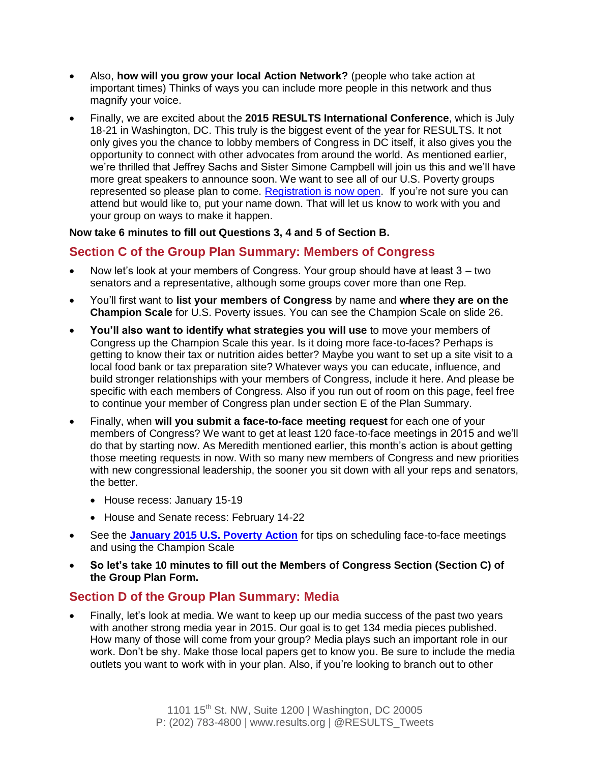- Also, **how will you grow your local Action Network?** (people who take action at important times) Thinks of ways you can include more people in this network and thus magnify your voice.
- Finally, we are excited about the **2015 RESULTS International Conference**, which is July 18-21 in Washington, DC. This truly is the biggest event of the year for RESULTS. It not only gives you the chance to lobby members of Congress in DC itself, it also gives you the opportunity to connect with other advocates from around the world. As mentioned earlier, we're thrilled that Jeffrey Sachs and Sister Simone Campbell will join us this and we'll have more great speakers to announce soon. We want to see all of our U.S. Poverty groups represented so please plan to come. Registration is now open. If you're not sure you can attend but would like to, put your name down. That will let us know to work with you and your group on ways to make it happen.

**Now take 6 minutes to fill out Questions 3, 4 and 5 of Section B.**

## Section C of the Group Plan Summary: Members of Congress

- Now let's look at your members of Congress. Your group should have at least 3 – two senators and a representative, although some groups cover more than one Rep.
- You'll first want to **list your members of Congress** by name and **where they are on the Champion Scale** for U.S. Poverty issues. You can see the Champion Scale on slide 26.
- **You'll also want to identify what strategies you will use** to move your members of Congress up the Champion Scale this year. Is it doing more face-to-faces? Perhaps is getting to know their tax or nutrition aides better? Maybe you want to set up a site visit to a local food bank or tax preparation site? Whatever ways you can educate, influence, and build stronger relationships with your members of Congress, include it here. And please be specific with each members of Congress. Also if you run out of room on this page, feel free to continue your member of Congress plan under section E of the Plan Summary.
- Finally, when **will you submit a face-to-face meeting request** for each one of your members of Congress? We want to get at least 120 face-to-face meetings in 2015 and we'll do that by starting now. As Meredith mentioned earlier, this month's action is about getting those meeting requests in now. With so many new members of Congress and new priorities with new congressional leadership, the sooner you sit down with all your reps and senators, the better.
  - House recess: January 15-19
  - House and Senate recess: February 14-22
- See the **January 2015 U.S. Poverty Action** for tips on scheduling face-to-face meetings and using the Champion Scale
- **So let's take 10 minutes to fill out the Members of Congress Section (Section C) of the Group Plan Form.**

## Section D of the Group Plan Summary: Media

- Finally, let's look at media. We want to keep up our media success of the past two years with another strong media year in 2015. Our goal is to get 134 media pieces published. How many of those will come from your group? Media plays such an important role in our work. Don't be shy. Make those local papers get to know you. Be sure to include the media outlets you want to work with in your plan. Also, if you're looking to branch out to other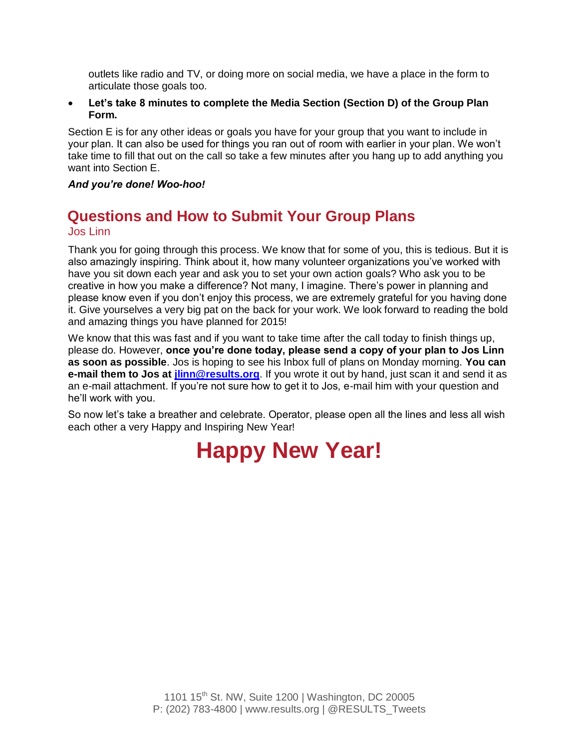outlets like radio and TV, or doing more on social media, we have a place in the form to articulate those goals too.

- **Let's take 8 minutes to complete the Media Section (Section D) of the Group Plan Form.**

Section E is for any other ideas or goals you have for your group that you want to include in your plan. It can also be used for things you ran out of room with earlier in your plan. We won't take time to fill that out on the call so take a few minutes after you hang up to add anything you want into Section E.

***And you're done! Woo-hoo!***

## Questions and How to Submit Your Group Plans

Jos Linn

Thank you for going through this process. We know that for some of you, this is tedious. But it is also amazingly inspiring. Think about it, how many volunteer organizations you've worked with have you sit down each year and ask you to set your own action goals? Who ask you to be creative in how you make a difference? Not many, I imagine. There's power in planning and please know even if you don't enjoy this process, we are extremely grateful for you having done it. Give yourselves a very big pat on the back for your work. We look forward to reading the bold and amazing things you have planned for 2015!

We know that this was fast and if you want to take time after the call today to finish things up, please do. However, **once you're done today, please send a copy of your plan to Jos Linn as soon as possible**. Jos is hoping to see his Inbox full of plans on Monday morning. **You can e-mail them to Jos at [jlinn@results.org](mailto:jlinn@results.org)**. If you wrote it out by hand, just scan it and send it as an e-mail attachment. If you're not sure how to get it to Jos, e-mail him with your question and he'll work with you.

So now let's take a breather and celebrate. Operator, please open all the lines and less all wish each other a very Happy and Inspiring New Year!

# Happy New Year!

1101 15th St. NW, Suite 1200 | Washington, DC 20005
P: (202) 783-4800 | www.results.org | @RESULTS_Tweets